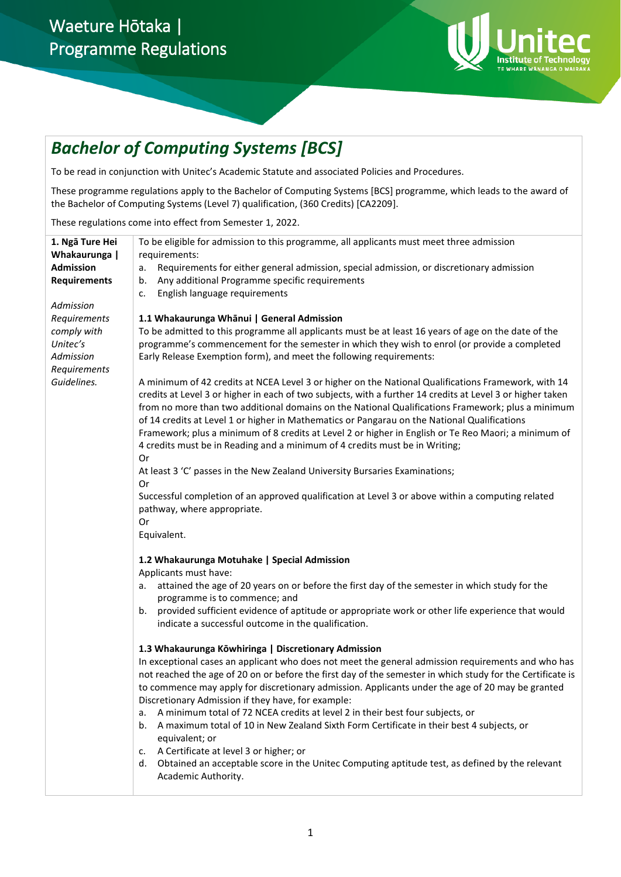# Waeture Hōtaka | Programme Regulations

## *Bachelor of Computing Systems [BCS]*

To be read in conjunction with Unitec's Academic Statute and associated Policies and Procedures.

These programme regulations apply to the Bachelor of Computing Systems [BCS] programme, which leads to the award of the Bachelor of Computing Systems (Level 7) qualification, (360 Credits) [CA2209].

These regulations come into effect from Semester 1, 2022.

### 1. Ngā Ture Hei Whakaurunga | Admission Requirements

*Admission Requirements comply with Unitec's Admission Requirements Guidelines.*

To be eligible for admission to this programme, all applicants must meet three admission requirements:

a. Requirements for either general admission, special admission, or discretionary admission
b. Any additional Programme specific requirements
c. English language requirements

**1.1 Whakaurunga Whānui | General Admission**

To be admitted to this programme all applicants must be at least 16 years of age on the date of the programme's commencement for the semester in which they wish to enrol (or provide a completed Early Release Exemption form), and meet the following requirements:

A minimum of 42 credits at NCEA Level 3 or higher on the National Qualifications Framework, with 14 credits at Level 3 or higher in each of two subjects, with a further 14 credits at Level 3 or higher taken from no more than two additional domains on the National Qualifications Framework; plus a minimum of 14 credits at Level 1 or higher in Mathematics or Pangarau on the National Qualifications Framework; plus a minimum of 8 credits at Level 2 or higher in English or Te Reo Maori; a minimum of 4 credits must be in Reading and a minimum of 4 credits must be in Writing;
Or
At least 3 'C' passes in the New Zealand University Bursaries Examinations;
Or
Successful completion of an approved qualification at Level 3 or above within a computing related pathway, where appropriate.
Or
Equivalent.

**1.2 Whakaurunga Motuhake | Special Admission**

Applicants must have:

a. attained the age of 20 years on or before the first day of the semester in which study for the programme is to commence; and
b. provided sufficient evidence of aptitude or appropriate work or other life experience that would indicate a successful outcome in the qualification.

**1.3 Whakaurunga Kōwhiringa | Discretionary Admission**

In exceptional cases an applicant who does not meet the general admission requirements and who has not reached the age of 20 on or before the first day of the semester in which study for the Certificate is to commence may apply for discretionary admission. Applicants under the age of 20 may be granted Discretionary Admission if they have, for example:

a. A minimum total of 72 NCEA credits at level 2 in their best four subjects, or
b. A maximum total of 10 in New Zealand Sixth Form Certificate in their best 4 subjects, or equivalent; or
c. A Certificate at level 3 or higher; or
d. Obtained an acceptable score in the Unitec Computing aptitude test, as defined by the relevant Academic Authority.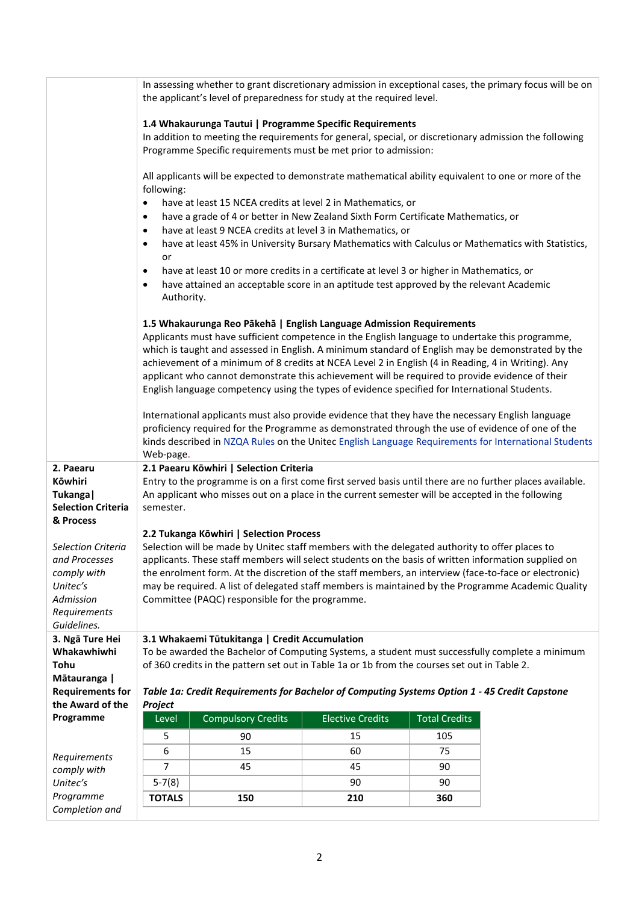In assessing whether to grant discretionary admission in exceptional cases, the primary focus will be on the applicant's level of preparedness for study at the required level.

**1.4 Whakaurunga Tautui | Programme Specific Requirements**

In addition to meeting the requirements for general, special, or discretionary admission the following Programme Specific requirements must be met prior to admission:

All applicants will be expected to demonstrate mathematical ability equivalent to one or more of the following:

- have at least 15 NCEA credits at level 2 in Mathematics, or
- have a grade of 4 or better in New Zealand Sixth Form Certificate Mathematics, or
- have at least 9 NCEA credits at level 3 in Mathematics, or
- have at least 45% in University Bursary Mathematics with Calculus or Mathematics with Statistics, or
- have at least 10 or more credits in a certificate at level 3 or higher in Mathematics, or
- have attained an acceptable score in an aptitude test approved by the relevant Academic Authority.

**1.5 Whakaurunga Reo Pākehā | English Language Admission Requirements**

Applicants must have sufficient competence in the English language to undertake this programme, which is taught and assessed in English. A minimum standard of English may be demonstrated by the achievement of a minimum of 8 credits at NCEA Level 2 in English (4 in Reading, 4 in Writing). Any applicant who cannot demonstrate this achievement will be required to provide evidence of their English language competency using the types of evidence specified for International Students.

International applicants must also provide evidence that they have the necessary English language proficiency required for the Programme as demonstrated through the use of evidence of one of the kinds described in NZQA Rules on the Unitec English Language Requirements for International Students Web-page.

## 2. Paearu Kōwhiri Tukanga | Selection Criteria & Process

*Selection Criteria and Processes comply with Unitec's Admission Requirements Guidelines.*

**2.1 Paearu Kōwhiri | Selection Criteria**

Entry to the programme is on a first come first served basis until there are no further places available. An applicant who misses out on a place in the current semester will be accepted in the following semester.

**2.2 Tukanga Kōwhiri | Selection Process**

Selection will be made by Unitec staff members with the delegated authority to offer places to applicants. These staff members will select students on the basis of written information supplied on the enrolment form. At the discretion of the staff members, an interview (face-to-face or electronic) may be required. A list of delegated staff members is maintained by the Programme Academic Quality Committee (PAQC) responsible for the programme.

## 3. Ngā Ture Hei Whakawhiwhi Tohu Mātauranga | Requirements for the Award of the Programme

*Requirements comply with Unitec's Programme Completion and*

**3.1 Whakaemi Tūtukitanga | Credit Accumulation**

To be awarded the Bachelor of Computing Systems, a student must successfully complete a minimum of 360 credits in the pattern set out in Table 1a or 1b from the courses set out in Table 2.

***Table 1a: Credit Requirements for Bachelor of Computing Systems Option 1 - 45 Credit Capstone Project***

| Level | Compulsory Credits | Elective Credits | Total Credits |
|---|---|---|---|
| 5 | 90 | 15 | 105 |
| 6 | 15 | 60 | 75 |
| 7 | 45 | 45 | 90 |
| 5-7(8) | | 90 | 90 |
| **TOTALS** | **150** | **210** | **360** |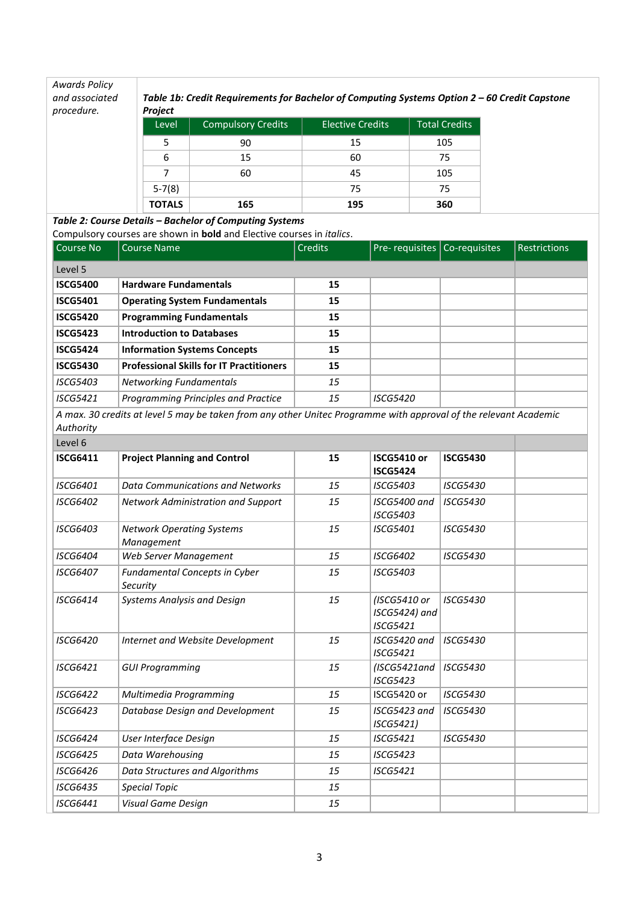*Awards Policy and associated procedure.*

***Table 1b: Credit Requirements for Bachelor of Computing Systems Option 2 – 60 Credit Capstone Project***

| Level | Compulsory Credits | Elective Credits | Total Credits |
|---|---|---|---|
| 5 | 90 | 15 | 105 |
| 6 | 15 | 60 | 75 |
| 7 | 60 | 45 | 105 |
| 5-7(8) | | 75 | 75 |
| **TOTALS** | **165** | **195** | **360** |

***Table 2: Course Details – Bachelor of Computing Systems***

Compulsory courses are shown in **bold** and Elective courses in *italics*.

| Course No | Course Name | Credits | Pre- requisites | Co-requisites | Restrictions |
|---|---|---|---|---|---|
| Level 5 | | | | | |
| **ISCG5400** | **Hardware Fundamentals** | **15** | | | |
| **ISCG5401** | **Operating System Fundamentals** | **15** | | | |
| **ISCG5420** | **Programming Fundamentals** | **15** | | | |
| **ISCG5423** | **Introduction to Databases** | **15** | | | |
| **ISCG5424** | **Information Systems Concepts** | **15** | | | |
| **ISCG5430** | **Professional Skills for IT Practitioners** | **15** | | | |
| *ISCG5403* | *Networking Fundamentals* | *15* | | | |
| *ISCG5421* | *Programming Principles and Practice* | *15* | *ISCG5420* | | |
| *A max. 30 credits at level 5 may be taken from any other Unitec Programme with approval of the relevant Academic Authority* | | | | | |
| Level 6 | | | | | |
| **ISCG6411** | **Project Planning and Control** | **15** | **ISCG5410 or ISCG5424** | **ISCG5430** | |
| *ISCG6401* | *Data Communications and Networks* | *15* | *ISCG5403* | *ISCG5430* | |
| *ISCG6402* | *Network Administration and Support* | *15* | *ISCG5400 and ISCG5403* | *ISCG5430* | |
| *ISCG6403* | *Network Operating Systems Management* | *15* | *ISCG5401* | *ISCG5430* | |
| *ISCG6404* | *Web Server Management* | *15* | *ISCG6402* | *ISCG5430* | |
| *ISCG6407* | *Fundamental Concepts in Cyber Security* | *15* | *ISCG5403* | | |
| *ISCG6414* | *Systems Analysis and Design* | *15* | *(ISCG5410 or ISCG5424) and ISCG5421* | *ISCG5430* | |
| *ISCG6420* | *Internet and Website Development* | *15* | *ISCG5420 and ISCG5421* | *ISCG5430* | |
| *ISCG6421* | *GUI Programming* | *15* | *(ISCG5421and ISCG5423* | *ISCG5430* | |
| *ISCG6422* | *Multimedia Programming* | *15* | ISCG5420 or | *ISCG5430* | |
| *ISCG6423* | *Database Design and Development* | *15* | *ISCG5423 and ISCG5421)* | *ISCG5430* | |
| *ISCG6424* | *User Interface Design* | *15* | *ISCG5421* | *ISCG5430* | |
| *ISCG6425* | *Data Warehousing* | *15* | *ISCG5423* | | |
| *ISCG6426* | *Data Structures and Algorithms* | *15* | *ISCG5421* | | |
| *ISCG6435* | *Special Topic* | *15* | | | |
| *ISCG6441* | *Visual Game Design* | *15* | | | |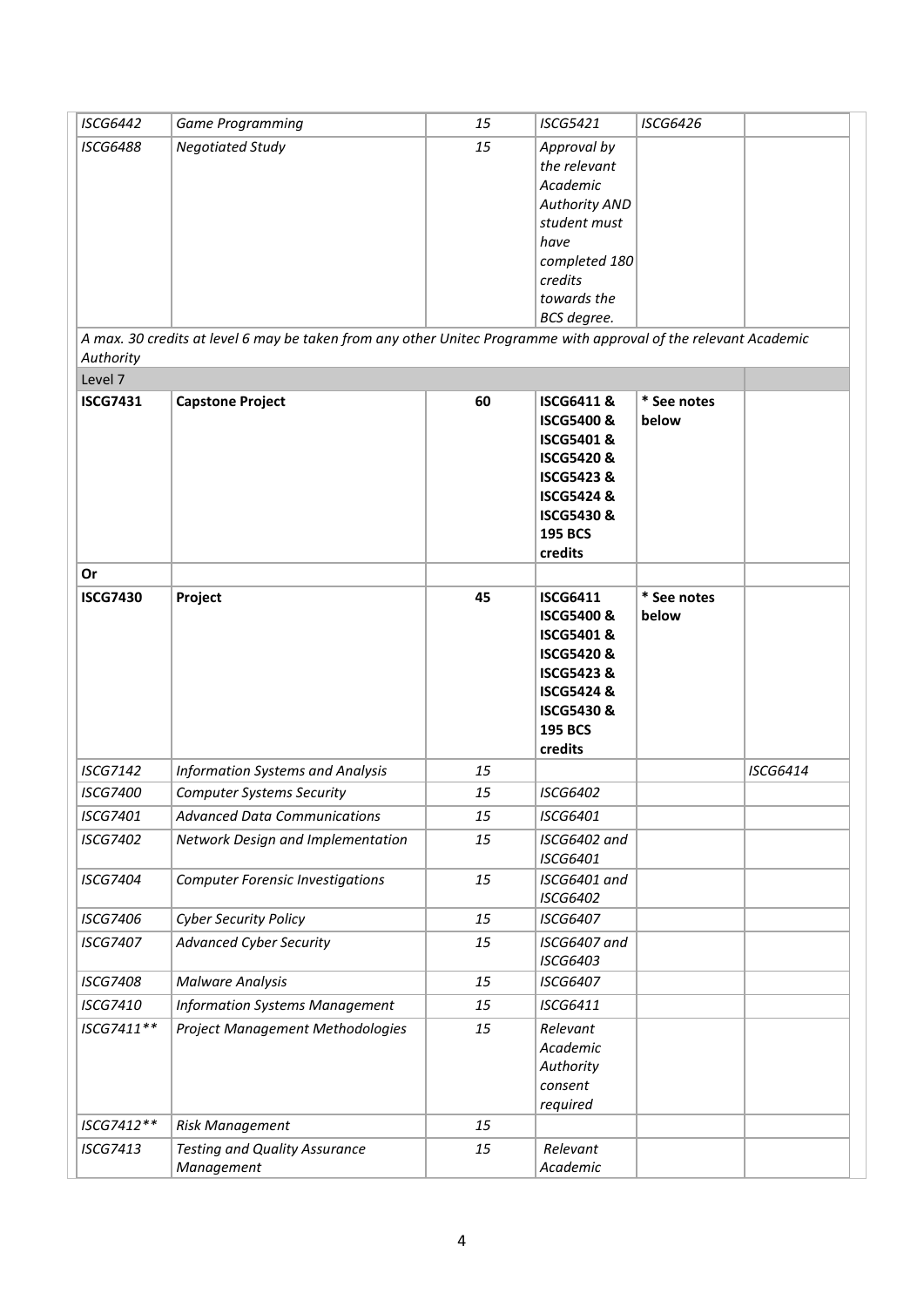| | | | | | |
|---|---|---|---|---|---|
| *ISCG6442* | *Game Programming* | *15* | *ISCG5421* | *ISCG6426* | |
| *ISCG6488* | *Negotiated Study* | *15* | *Approval by the relevant Academic Authority AND student must have completed 180 credits towards the BCS degree.* | | |
| *A max. 30 credits at level 6 may be taken from any other Unitec Programme with approval of the relevant Academic Authority* | | | | | |
| Level 7 | | | | | |
| **ISCG7431** | **Capstone Project** | **60** | **ISCG6411 & ISCG5400 & ISCG5401 & ISCG5420 & ISCG5423 & ISCG5424 & ISCG5430 & 195 BCS credits** | *** See notes below** | |
| **Or** | | | | | |
| **ISCG7430** | **Project** | **45** | **ISCG6411 ISCG5400 & ISCG5401 & ISCG5420 & ISCG5423 & ISCG5424 & ISCG5430 & 195 BCS credits** | *** See notes below** | |
| *ISCG7142* | *Information Systems and Analysis* | *15* | | | *ISCG6414* |
| *ISCG7400* | *Computer Systems Security* | *15* | *ISCG6402* | | |
| *ISCG7401* | *Advanced Data Communications* | *15* | *ISCG6401* | | |
| *ISCG7402* | *Network Design and Implementation* | *15* | *ISCG6402 and ISCG6401* | | |
| *ISCG7404* | *Computer Forensic Investigations* | *15* | *ISCG6401 and ISCG6402* | | |
| *ISCG7406* | *Cyber Security Policy* | *15* | *ISCG6407* | | |
| *ISCG7407* | *Advanced Cyber Security* | *15* | *ISCG6407 and ISCG6403* | | |
| *ISCG7408* | *Malware Analysis* | *15* | *ISCG6407* | | |
| *ISCG7410* | *Information Systems Management* | *15* | *ISCG6411* | | |
| *ISCG7411*** | *Project Management Methodologies* | *15* | *Relevant Academic Authority consent required* | | |
| *ISCG7412*** | *Risk Management* | *15* | | | |
| *ISCG7413* | *Testing and Quality Assurance Management* | *15* | *Relevant Academic* | | |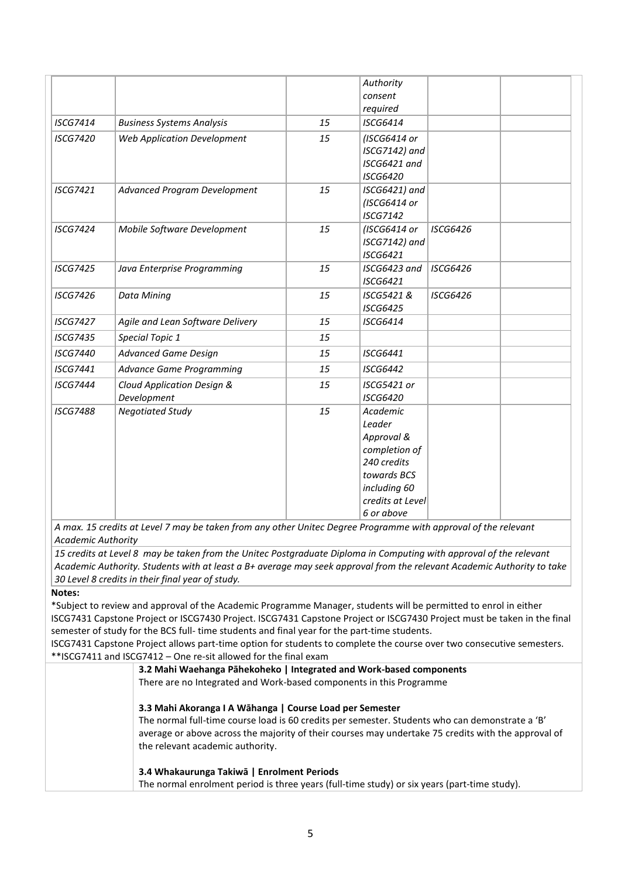| | | | | | |
|---|---|---|---|---|---|
| | | | *Authority consent required* | | |
| *ISCG7414* | *Business Systems Analysis* | *15* | *ISCG6414* | | |
| *ISCG7420* | *Web Application Development* | *15* | *(ISCG6414 or ISCG7142) and ISCG6421 and ISCG6420* | | |
| *ISCG7421* | *Advanced Program Development* | *15* | *ISCG6421) and (ISCG6414 or ISCG7142* | | |
| *ISCG7424* | *Mobile Software Development* | *15* | *(ISCG6414 or ISCG7142) and ISCG6421* | *ISCG6426* | |
| *ISCG7425* | *Java Enterprise Programming* | *15* | *ISCG6423 and ISCG6421* | *ISCG6426* | |
| *ISCG7426* | *Data Mining* | *15* | *ISCG5421 & ISCG6425* | *ISCG6426* | |
| *ISCG7427* | *Agile and Lean Software Delivery* | *15* | *ISCG6414* | | |
| *ISCG7435* | *Special Topic 1* | *15* | | | |
| *ISCG7440* | *Advanced Game Design* | *15* | *ISCG6441* | | |
| *ISCG7441* | *Advance Game Programming* | *15* | *ISCG6442* | | |
| *ISCG7444* | *Cloud Application Design & Development* | *15* | *ISCG5421 or ISCG6420* | | |
| *ISCG7488* | *Negotiated Study* | *15* | *Academic Leader Approval & completion of 240 credits towards BCS including 60 credits at Level 6 or above* | | |

*A max. 15 credits at Level 7 may be taken from any other Unitec Degree Programme with approval of the relevant Academic Authority*

*15 credits at Level 8 may be taken from the Unitec Postgraduate Diploma in Computing with approval of the relevant Academic Authority. Students with at least a B+ average may seek approval from the relevant Academic Authority to take 30 Level 8 credits in their final year of study.*

**Notes:**

*Subject to review and approval of the Academic Programme Manager, students will be permitted to enrol in either ISCG7431 Capstone Project or ISCG7430 Project. ISCG7431 Capstone Project or ISCG7430 Project must be taken in the final semester of study for the BCS full- time students and final year for the part-time students.

ISCG7431 Capstone Project allows part-time option for students to complete the course over two consecutive semesters.

**ISCG7411 and ISCG7412 – One re-sit allowed for the final exam

**3.2 Mahi Waehanga Pāhekoheko | Integrated and Work-based components**

There are no Integrated and Work-based components in this Programme

**3.3 Mahi Akoranga I A Wāhanga | Course Load per Semester**

The normal full-time course load is 60 credits per semester. Students who can demonstrate a 'B' average or above across the majority of their courses may undertake 75 credits with the approval of the relevant academic authority.

**3.4 Whakaurunga Takiwā | Enrolment Periods**

The normal enrolment period is three years (full-time study) or six years (part-time study).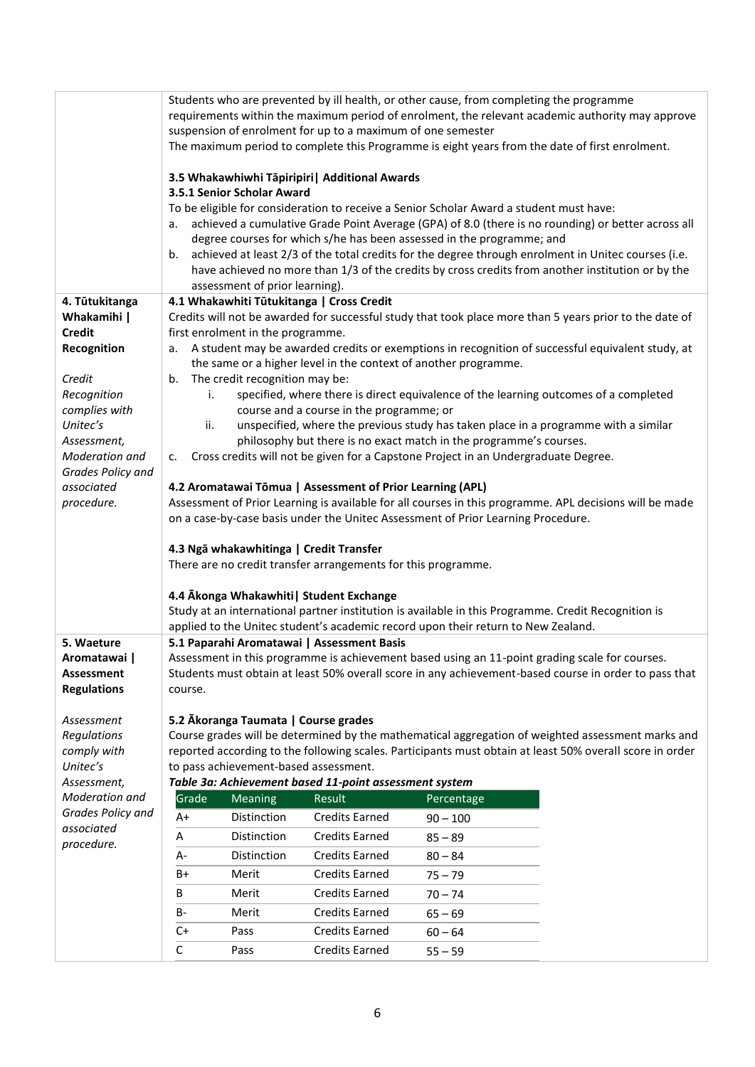Students who are prevented by ill health, or other cause, from completing the programme requirements within the maximum period of enrolment, the relevant academic authority may approve suspension of enrolment for up to a maximum of one semester

The maximum period to complete this Programme is eight years from the date of first enrolment.

### 3.5 Whakawhiwhi Tāpiripiri| Additional Awards

#### 3.5.1 Senior Scholar Award

To be eligible for consideration to receive a Senior Scholar Award a student must have:

a. achieved a cumulative Grade Point Average (GPA) of 8.0 (there is no rounding) or better across all degree courses for which s/he has been assessed in the programme; and
b. achieved at least 2/3 of the total credits for the degree through enrolment in Unitec courses (i.e. have achieved no more than 1/3 of the credits by cross credits from another institution or by the assessment of prior learning).

## 4. Tūtukitanga Whakamihi | Credit Recognition

*Credit Recognition complies with Unitec's Assessment, Moderation and Grades Policy and associated procedure.*

### 4.1 Whakawhiti Tūtukitanga | Cross Credit

Credits will not be awarded for successful study that took place more than 5 years prior to the date of first enrolment in the programme.

a. A student may be awarded credits or exemptions in recognition of successful equivalent study, at the same or a higher level in the context of another programme.
b. The credit recognition may be:
   i. specified, where there is direct equivalence of the learning outcomes of a completed course and a course in the programme; or
   ii. unspecified, where the previous study has taken place in a programme with a similar philosophy but there is no exact match in the programme's courses.
c. Cross credits will not be given for a Capstone Project in an Undergraduate Degree.

### 4.2 Aromatawai Tōmua | Assessment of Prior Learning (APL)

Assessment of Prior Learning is available for all courses in this programme. APL decisions will be made on a case-by-case basis under the Unitec Assessment of Prior Learning Procedure.

### 4.3 Ngā whakawhitinga | Credit Transfer

There are no credit transfer arrangements for this programme.

### 4.4 Ākonga Whakawhiti| Student Exchange

Study at an international partner institution is available in this Programme. Credit Recognition is applied to the Unitec student's academic record upon their return to New Zealand.

## 5. Waeture Aromatawai | Assessment Regulations

*Assessment Regulations comply with Unitec's Assessment, Moderation and Grades Policy and associated procedure.*

### 5.1 Paparahi Aromatawai | Assessment Basis

Assessment in this programme is achievement based using an 11-point grading scale for courses. Students must obtain at least 50% overall score in any achievement-based course in order to pass that course.

### 5.2 Ākoranga Taumata | Course grades

Course grades will be determined by the mathematical aggregation of weighted assessment marks and reported according to the following scales. Participants must obtain at least 50% overall score in order to pass achievement-based assessment.

***Table 3a: Achievement based 11-point assessment system***

| Grade | Meaning | Result | Percentage |
|---|---|---|---|
| A+ | Distinction | Credits Earned | 90 – 100 |
| A | Distinction | Credits Earned | 85 – 89 |
| A- | Distinction | Credits Earned | 80 – 84 |
| B+ | Merit | Credits Earned | 75 – 79 |
| B | Merit | Credits Earned | 70 – 74 |
| B- | Merit | Credits Earned | 65 – 69 |
| C+ | Pass | Credits Earned | 60 – 64 |
| C | Pass | Credits Earned | 55 – 59 |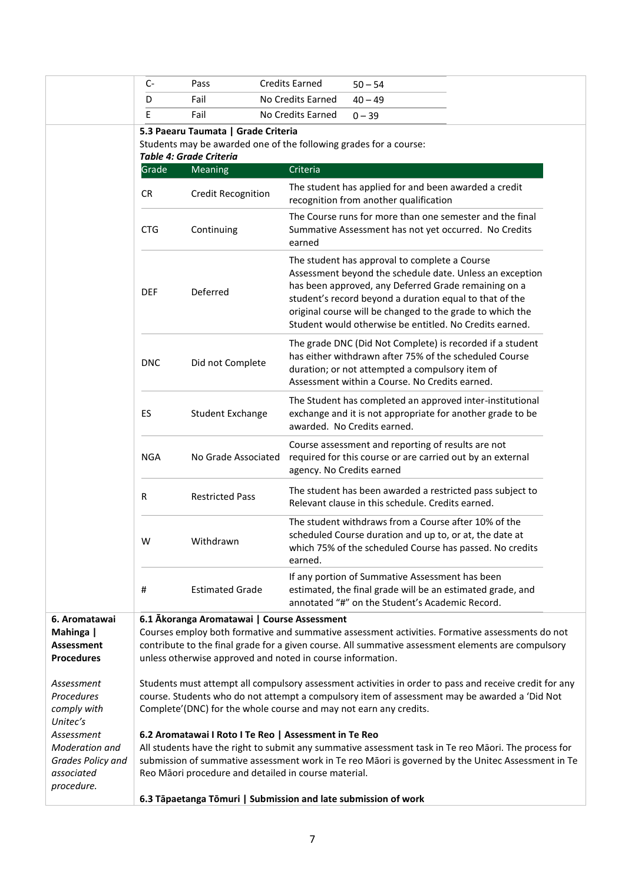| | | | |
|---|---|---|---|
| C- | Pass | Credits Earned | 50 – 54 |
| D | Fail | No Credits Earned | 40 – 49 |
| E | Fail | No Credits Earned | 0 – 39 |

**5.3 Paearu Taumata | Grade Criteria**

Students may be awarded one of the following grades for a course:

***Table 4: Grade Criteria***

| Grade | Meaning | Criteria |
|---|---|---|
| CR | Credit Recognition | The student has applied for and been awarded a credit recognition from another qualification |
| CTG | Continuing | The Course runs for more than one semester and the final Summative Assessment has not yet occurred. No Credits earned |
| DEF | Deferred | The student has approval to complete a Course Assessment beyond the schedule date. Unless an exception has been approved, any Deferred Grade remaining on a student's record beyond a duration equal to that of the original course will be changed to the grade to which the Student would otherwise be entitled. No Credits earned. |
| DNC | Did not Complete | The grade DNC (Did Not Complete) is recorded if a student has either withdrawn after 75% of the scheduled Course duration; or not attempted a compulsory item of Assessment within a Course. No Credits earned. |
| ES | Student Exchange | The Student has completed an approved inter-institutional exchange and it is not appropriate for another grade to be awarded. No Credits earned. |
| NGA | No Grade Associated | Course assessment and reporting of results are not required for this course or are carried out by an external agency. No Credits earned |
| R | Restricted Pass | The student has been awarded a restricted pass subject to Relevant clause in this schedule. Credits earned. |
| W | Withdrawn | The student withdraws from a Course after 10% of the scheduled Course duration and up to, or at, the date at which 75% of the scheduled Course has passed. No credits earned. |
| # | Estimated Grade | If any portion of Summative Assessment has been estimated, the final grade will be an estimated grade, and annotated "#" on the Student's Academic Record. |

## 6. Aromatawai Mahinga | Assessment Procedures

*Assessment Procedures comply with Unitec's Assessment Moderation and Grades Policy and associated procedure.*

**6.1 Ākoranga Aromatawai | Course Assessment**

Courses employ both formative and summative assessment activities. Formative assessments do not contribute to the final grade for a given course. All summative assessment elements are compulsory unless otherwise approved and noted in course information.

Students must attempt all compulsory assessment activities in order to pass and receive credit for any course. Students who do not attempt a compulsory item of assessment may be awarded a 'Did Not Complete'(DNC) for the whole course and may not earn any credits.

**6.2 Aromatawai I Roto I Te Reo | Assessment in Te Reo**

All students have the right to submit any summative assessment task in Te reo Māori. The process for submission of summative assessment work in Te reo Māori is governed by the Unitec Assessment in Te Reo Māori procedure and detailed in course material.

**6.3 Tāpaetanga Tōmuri | Submission and late submission of work**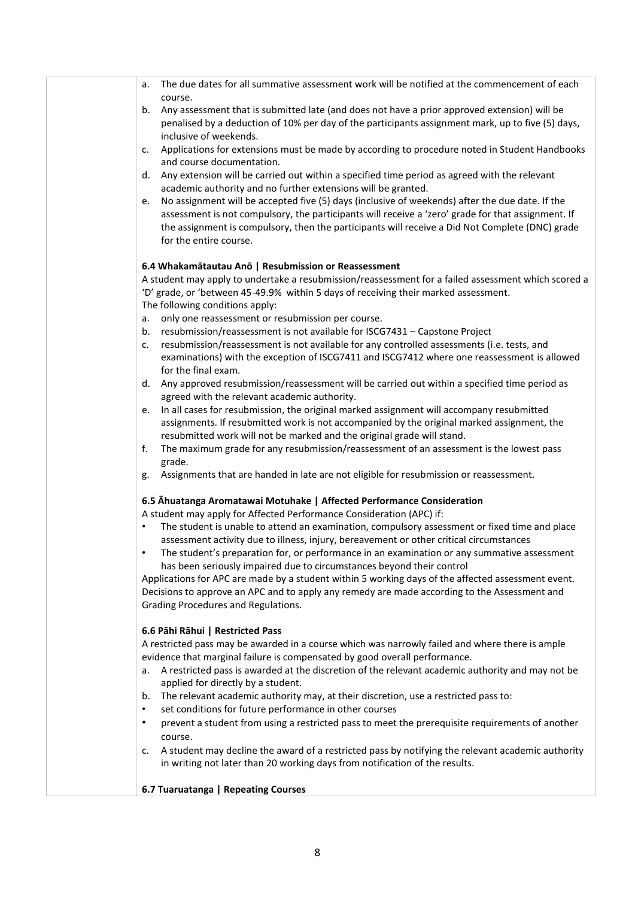a. The due dates for all summative assessment work will be notified at the commencement of each course.
b. Any assessment that is submitted late (and does not have a prior approved extension) will be penalised by a deduction of 10% per day of the participants assignment mark, up to five (5) days, inclusive of weekends.
c. Applications for extensions must be made by according to procedure noted in Student Handbooks and course documentation.
d. Any extension will be carried out within a specified time period as agreed with the relevant academic authority and no further extensions will be granted.
e. No assignment will be accepted five (5) days (inclusive of weekends) after the due date. If the assessment is not compulsory, the participants will receive a 'zero' grade for that assignment. If the assignment is compulsory, then the participants will receive a Did Not Complete (DNC) grade for the entire course.

### 6.4 Whakamātautau Anō | Resubmission or Reassessment

A student may apply to undertake a resubmission/reassessment for a failed assessment which scored a 'D' grade, or 'between 45-49.9% within 5 days of receiving their marked assessment.
The following conditions apply:

a. only one reassessment or resubmission per course.
b. resubmission/reassessment is not available for ISCG7431 – Capstone Project
c. resubmission/reassessment is not available for any controlled assessments (i.e. tests, and examinations) with the exception of ISCG7411 and ISCG7412 where one reassessment is allowed for the final exam.
d. Any approved resubmission/reassessment will be carried out within a specified time period as agreed with the relevant academic authority.
e. In all cases for resubmission, the original marked assignment will accompany resubmitted assignments. If resubmitted work is not accompanied by the original marked assignment, the resubmitted work will not be marked and the original grade will stand.
f. The maximum grade for any resubmission/reassessment of an assessment is the lowest pass grade.
g. Assignments that are handed in late are not eligible for resubmission or reassessment.

### 6.5 Āhuatanga Aromatawai Motuhake | Affected Performance Consideration

A student may apply for Affected Performance Consideration (APC) if:

- The student is unable to attend an examination, compulsory assessment or fixed time and place assessment activity due to illness, injury, bereavement or other critical circumstances
- The student's preparation for, or performance in an examination or any summative assessment has been seriously impaired due to circumstances beyond their control

Applications for APC are made by a student within 5 working days of the affected assessment event. Decisions to approve an APC and to apply any remedy are made according to the Assessment and Grading Procedures and Regulations.

### 6.6 Pāhi Rāhui | Restricted Pass

A restricted pass may be awarded in a course which was narrowly failed and where there is ample evidence that marginal failure is compensated by good overall performance.

a. A restricted pass is awarded at the discretion of the relevant academic authority and may not be applied for directly by a student.
b. The relevant academic authority may, at their discretion, use a restricted pass to:
   - set conditions for future performance in other courses
   - prevent a student from using a restricted pass to meet the prerequisite requirements of another course.
c. A student may decline the award of a restricted pass by notifying the relevant academic authority in writing not later than 20 working days from notification of the results.

### 6.7 Tuaruatanga | Repeating Courses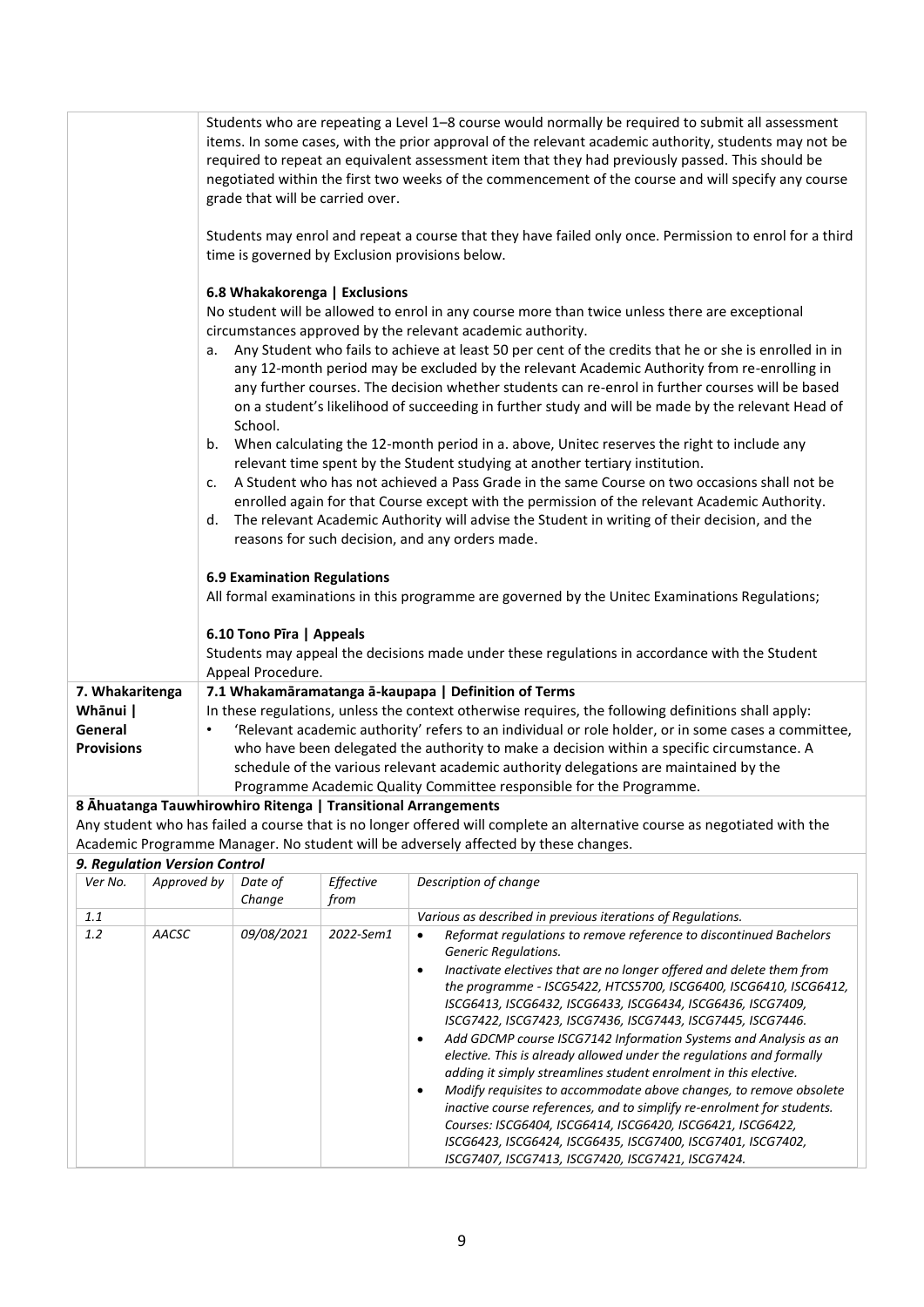Students who are repeating a Level 1–8 course would normally be required to submit all assessment items. In some cases, with the prior approval of the relevant academic authority, students may not be required to repeat an equivalent assessment item that they had previously passed. This should be negotiated within the first two weeks of the commencement of the course and will specify any course grade that will be carried over.

Students may enrol and repeat a course that they have failed only once. Permission to enrol for a third time is governed by Exclusion provisions below.

**6.8 Whakakorenga | Exclusions**

No student will be allowed to enrol in any course more than twice unless there are exceptional circumstances approved by the relevant academic authority.

a. Any Student who fails to achieve at least 50 per cent of the credits that he or she is enrolled in in any 12-month period may be excluded by the relevant Academic Authority from re-enrolling in any further courses. The decision whether students can re-enrol in further courses will be based on a student's likelihood of succeeding in further study and will be made by the relevant Head of School.
b. When calculating the 12-month period in a. above, Unitec reserves the right to include any relevant time spent by the Student studying at another tertiary institution.
c. A Student who has not achieved a Pass Grade in the same Course on two occasions shall not be enrolled again for that Course except with the permission of the relevant Academic Authority.
d. The relevant Academic Authority will advise the Student in writing of their decision, and the reasons for such decision, and any orders made.

**6.9 Examination Regulations**

All formal examinations in this programme are governed by the Unitec Examinations Regulations;

**6.10 Tono Pīra | Appeals**

Students may appeal the decisions made under these regulations in accordance with the Student Appeal Procedure.

## 7. Whakaritenga Whānui | General Provisions

**7.1 Whakamāramatanga ā-kaupapa | Definition of Terms**

In these regulations, unless the context otherwise requires, the following definitions shall apply:

- 'Relevant academic authority' refers to an individual or role holder, or in some cases a committee, who have been delegated the authority to make a decision within a specific circumstance. A schedule of the various relevant academic authority delegations are maintained by the Programme Academic Quality Committee responsible for the Programme.

## 8 Āhuatanga Tauwhirowhiro Ritenga | Transitional Arrangements

Any student who has failed a course that is no longer offered will complete an alternative course as negotiated with the Academic Programme Manager. No student will be adversely affected by these changes.

## *9. Regulation Version Control*

| *Ver No.* | *Approved by* | *Date of Change* | *Effective from* | *Description of change* |
|---|---|---|---|---|
| *1.1* | | | | *Various as described in previous iterations of Regulations.* |
| *1.2* | *AACSC* | *09/08/2021* | *2022-Sem1* | • *Reformat regulations to remove reference to discontinued Bachelors Generic Regulations.*<br>• *Inactivate electives that are no longer offered and delete them from the programme - ISCG5422, HTCS5700, ISCG6400, ISCG6410, ISCG6412, ISCG6413, ISCG6432, ISCG6433, ISCG6434, ISCG6436, ISCG7409, ISCG7422, ISCG7423, ISCG7436, ISCG7443, ISCG7445, ISCG7446.*<br>• *Add GDCMP course ISCG7142 Information Systems and Analysis as an elective. This is already allowed under the regulations and formally adding it simply streamlines student enrolment in this elective.*<br>• *Modify requisites to accommodate above changes, to remove obsolete inactive course references, and to simplify re-enrolment for students. Courses: ISCG6404, ISCG6414, ISCG6420, ISCG6421, ISCG6422, ISCG6423, ISCG6424, ISCG6435, ISCG7400, ISCG7401, ISCG7402, ISCG7407, ISCG7413, ISCG7420, ISCG7421, ISCG7424.* |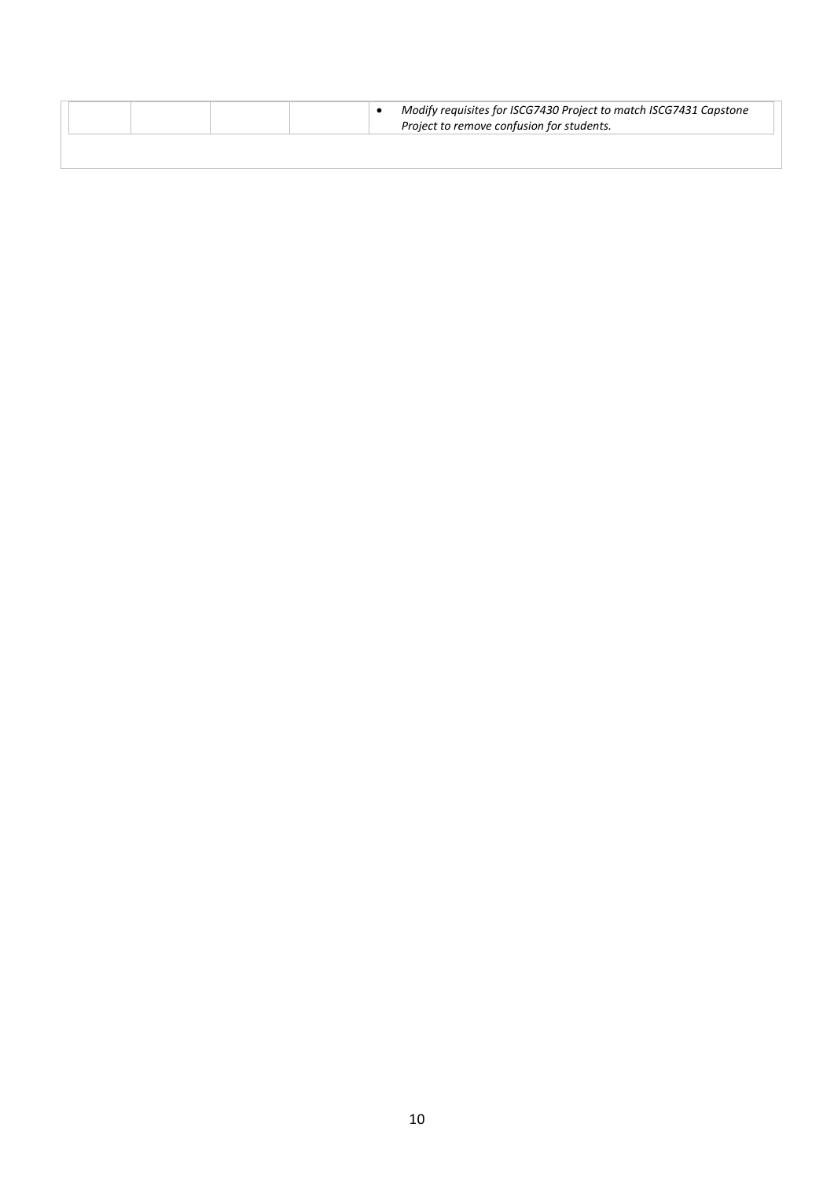| | | | | |
|---|---|---|---|---|
| | | | | • *Modify requisites for ISCG7430 Project to match ISCG7431 Capstone Project to remove confusion for students.* |